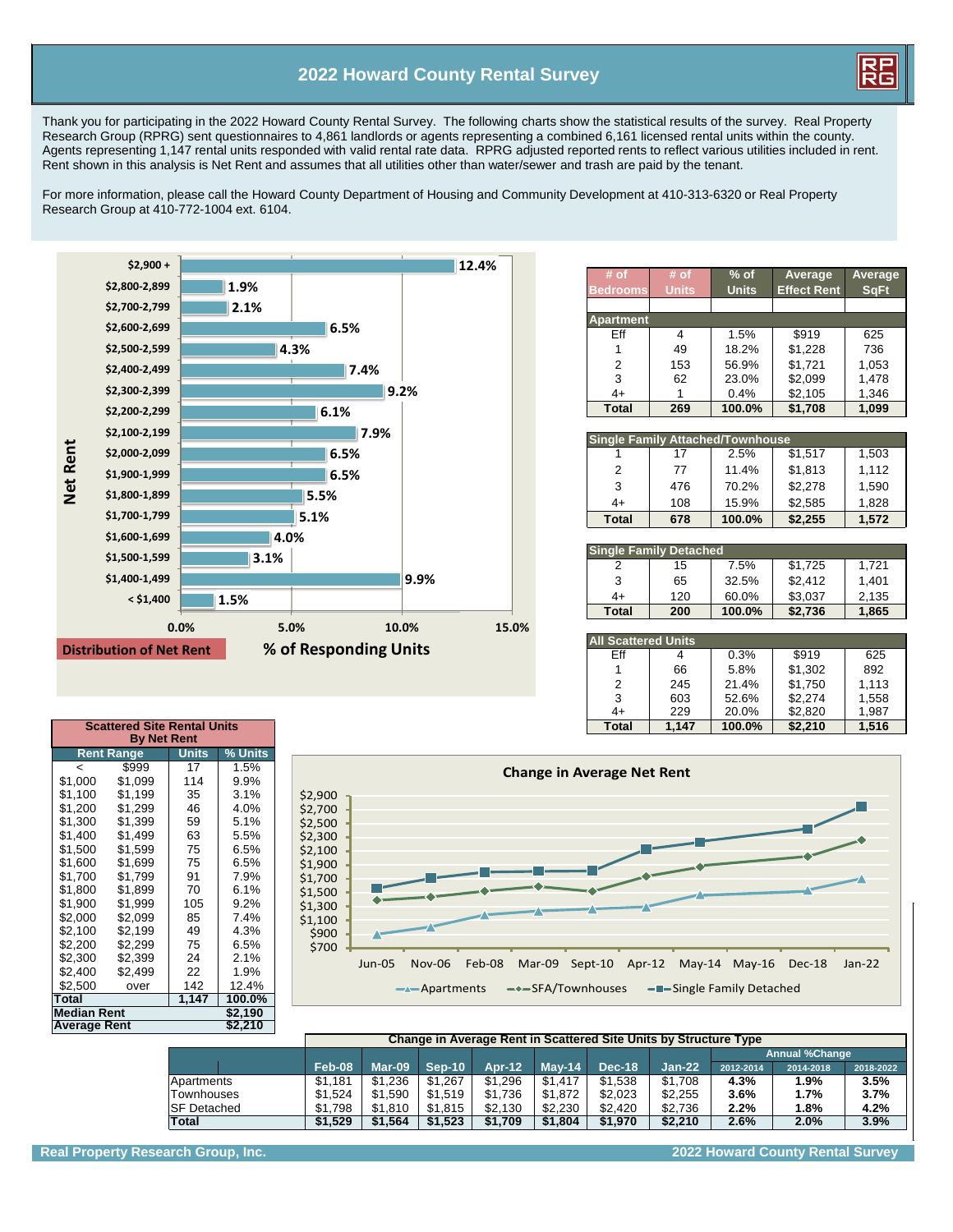# 2022 Howard County Rental Survey

Thank you for participating in the 2022 Howard County Rental Survey. The following charts show the statistical results of the survey. Real Property Research Group (RPRG) sent questionnaires to 4,861 landlords or agents representing a combined 6,161 licensed rental units within the county. Agents representing 1,147 rental units responded with valid rental rate data. RPRG adjusted reported rents to reflect various utilities included in rent. Rent shown in this analysis is Net Rent and assumes that all utilities other than water/sewer and trash are paid by the tenant.

For more information, please call the Howard County Department of Housing and Community Development at 410-313-6320 or Real Property Research Group at 410-772-1004 ext. 6104.

## Distribution of Net Rent

| Net Rent | % of Responding Units |
|---|---|
| $2,900 + | 12.4% |
| $2,800-2,899 | 1.9% |
| $2,700-2,799 | 2.1% |
| $2,600-2,699 | 6.5% |
| $2,500-2,599 | 4.3% |
| $2,400-2,499 | 7.4% |
| $2,300-2,399 | 9.2% |
| $2,200-2,299 | 6.1% |
| $2,100-2,199 | 7.9% |
| $2,000-2,099 | 6.5% |
| $1,900-1,999 | 6.5% |
| $1,800-1,899 | 5.5% |
| $1,700-1,799 | 5.1% |
| $1,600-1,699 | 4.0% |
| $1,500-1,599 | 3.1% |
| $1,400-1,499 | 9.9% |
| < $1,400 | 1.5% |

| # of Bedrooms | # of Units | % of Units | Average Effect Rent | Average SqFt |
|---|---|---|---|---|
| **Apartment** | | | | |
| Eff | 4 | 1.5% | $919 | 625 |
| 1 | 49 | 18.2% | $1,228 | 736 |
| 2 | 153 | 56.9% | $1,721 | 1,053 |
| 3 | 62 | 23.0% | $2,099 | 1,478 |
| 4+ | 1 | 0.4% | $2,105 | 1,346 |
| **Total** | **269** | **100.0%** | **$1,708** | **1,099** |
| **Single Family Attached/Townhouse** | | | | |
| 1 | 17 | 2.5% | $1,517 | 1,503 |
| 2 | 77 | 11.4% | $1,813 | 1,112 |
| 3 | 476 | 70.2% | $2,278 | 1,590 |
| 4+ | 108 | 15.9% | $2,585 | 1,828 |
| **Total** | **678** | **100.0%** | **$2,255** | **1,572** |
| **Single Family Detached** | | | | |
| 2 | 15 | 7.5% | $1,725 | 1,721 |
| 3 | 65 | 32.5% | $2,412 | 1,401 |
| 4+ | 120 | 60.0% | $3,037 | 2,135 |
| **Total** | **200** | **100.0%** | **$2,736** | **1,865** |
| **All Scattered Units** | | | | |
| Eff | 4 | 0.3% | $919 | 625 |
| 1 | 66 | 5.8% | $1,302 | 892 |
| 2 | 245 | 21.4% | $1,750 | 1,113 |
| 3 | 603 | 52.6% | $2,274 | 1,558 |
| 4+ | 229 | 20.0% | $2,820 | 1,987 |
| **Total** | **1,147** | **100.0%** | **$2,210** | **1,516** |

**Scattered Site Rental Units By Net Rent**

| Rent Range | | Units | % Units |
|---|---|---|---|
| < | $999 | 17 | 1.5% |
| $1,000 | $1,099 | 114 | 9.9% |
| $1,100 | $1,199 | 35 | 3.1% |
| $1,200 | $1,299 | 46 | 4.0% |
| $1,300 | $1,399 | 59 | 5.1% |
| $1,400 | $1,499 | 63 | 5.5% |
| $1,500 | $1,599 | 75 | 6.5% |
| $1,600 | $1,699 | 75 | 6.5% |
| $1,700 | $1,799 | 91 | 7.9% |
| $1,800 | $1,899 | 70 | 6.1% |
| $1,900 | $1,999 | 105 | 9.2% |
| $2,000 | $2,099 | 85 | 7.4% |
| $2,100 | $2,199 | 49 | 4.3% |
| $2,200 | $2,299 | 75 | 6.5% |
| $2,300 | $2,399 | 24 | 2.1% |
| $2,400 | $2,499 | 22 | 1.9% |
| $2,500 | over | 142 | 12.4% |
| **Total** | | **1,147** | **100.0%** |
| **Median Rent** | | | **$2,190** |
| **Average Rent** | | | **$2,210** |

## Change in Average Net Rent

Chart series: Apartments, SFA/Townhouses, Single Family Detached; periods Jun-05, Nov-06, Feb-08, Mar-09, Sept-10, Apr-12, May-14, May-16, Dec-18, Jan-22.

**Change in Average Rent in Scattered Site Units by Structure Type**

| | Feb-08 | Mar-09 | Sep-10 | Apr-12 | May-14 | Dec-18 | Jan-22 | Annual %Change 2012-2014 | Annual %Change 2014-2018 | Annual %Change 2018-2022 |
|---|---|---|---|---|---|---|---|---|---|---|
| Apartments | $1,181 | $1,236 | $1,267 | $1,296 | $1,417 | $1,538 | $1,708 | 4.3% | 1.9% | 3.5% |
| Townhouses | $1,524 | $1,590 | $1,519 | $1,736 | $1,872 | $2,023 | $2,255 | 3.6% | 1.7% | 3.7% |
| SF Detached | $1,798 | $1,810 | $1,815 | $2,130 | $2,230 | $2,420 | $2,736 | 2.2% | 1.8% | 4.2% |
| **Total** | **$1,529** | **$1,564** | **$1,523** | **$1,709** | **$1,804** | **$1,970** | **$2,210** | **2.6%** | **2.0%** | **3.9%** |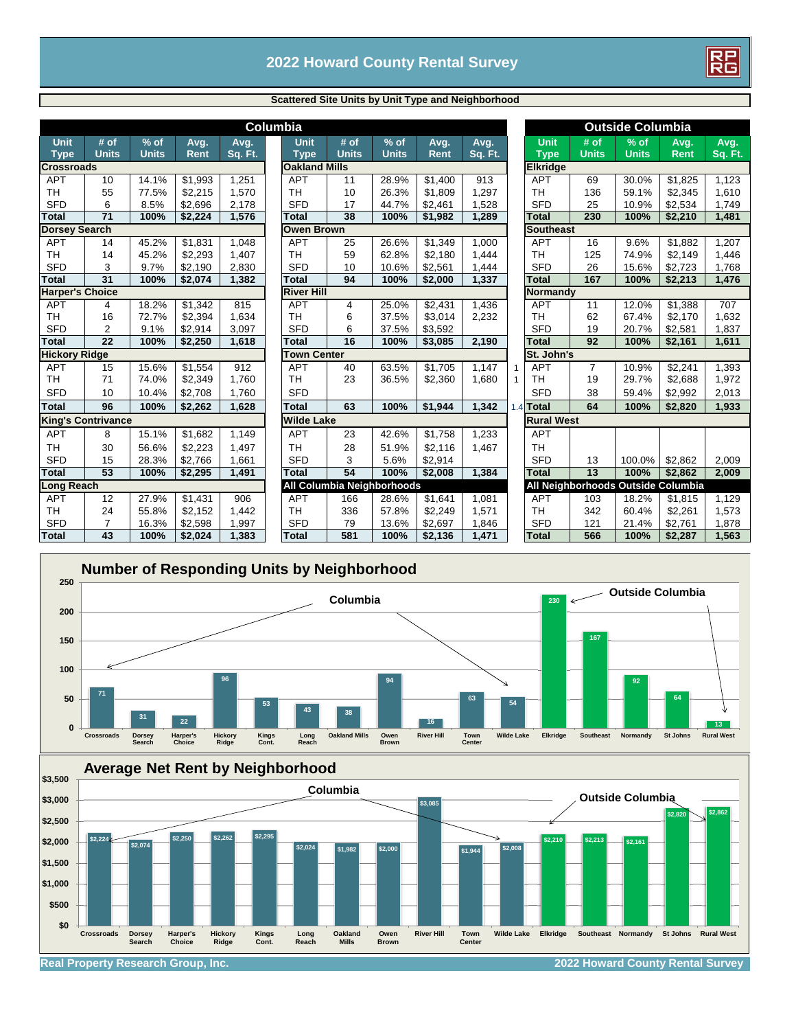# 2022 Howard County Rental Survey

**Scattered Site Units by Unit Type and Neighborhood**

## Columbia

| Unit Type | # of Units | % of Units | Avg. Rent | Avg. Sq. Ft. |
|---|---|---|---|---|
| **Crossroads** | | | | |
| APT | 10 | 14.1% | $1,993 | 1,251 |
| TH | 55 | 77.5% | $2,215 | 1,570 |
| SFD | 6 | 8.5% | $2,696 | 2,178 |
| **Total** | **71** | **100%** | **$2,224** | **1,576** |
| **Dorsey Search** | | | | |
| APT | 14 | 45.2% | $1,831 | 1,048 |
| TH | 14 | 45.2% | $2,293 | 1,407 |
| SFD | 3 | 9.7% | $2,190 | 2,830 |
| **Total** | **31** | **100%** | **$2,074** | **1,382** |
| **Harper's Choice** | | | | |
| APT | 4 | 18.2% | $1,342 | 815 |
| TH | 16 | 72.7% | $2,394 | 1,634 |
| SFD | 2 | 9.1% | $2,914 | 3,097 |
| **Total** | **22** | **100%** | **$2,250** | **1,618** |
| **Hickory Ridge** | | | | |
| APT | 15 | 15.6% | $1,554 | 912 |
| TH | 71 | 74.0% | $2,349 | 1,760 |
| SFD | 10 | 10.4% | $2,708 | 1,760 |
| **Total** | **96** | **100%** | **$2,262** | **1,628** |
| **King's Contrivance** | | | | |
| APT | 8 | 15.1% | $1,682 | 1,149 |
| TH | 30 | 56.6% | $2,223 | 1,497 |
| SFD | 15 | 28.3% | $2,766 | 1,661 |
| **Total** | **53** | **100%** | **$2,295** | **1,491** |
| **Long Reach** | | | | |
| APT | 12 | 27.9% | $1,431 | 906 |
| TH | 24 | 55.8% | $2,152 | 1,442 |
| SFD | 7 | 16.3% | $2,598 | 1,997 |
| **Total** | **43** | **100%** | **$2,024** | **1,383** |

| Unit Type | # of Units | % of Units | Avg. Rent | Avg. Sq. Ft. |
|---|---|---|---|---|
| **Oakland Mills** | | | | |
| APT | 11 | 28.9% | $1,400 | 913 |
| TH | 10 | 26.3% | $1,809 | 1,297 |
| SFD | 17 | 44.7% | $2,461 | 1,528 |
| **Total** | **38** | **100%** | **$1,982** | **1,289** |
| **Owen Brown** | | | | |
| APT | 25 | 26.6% | $1,349 | 1,000 |
| TH | 59 | 62.8% | $2,180 | 1,444 |
| SFD | 10 | 10.6% | $2,561 | 1,444 |
| **Total** | **94** | **100%** | **$2,000** | **1,337** |
| **River Hill** | | | | |
| APT | 4 | 25.0% | $2,431 | 1,436 |
| TH | 6 | 37.5% | $3,014 | 2,232 |
| SFD | 6 | 37.5% | $3,592 | |
| **Total** | **16** | **100%** | **$3,085** | **2,190** |
| **Town Center** | | | | |
| APT | 40 | 63.5% | $1,705 | 1,147 |
| TH | 23 | 36.5% | $2,360 | 1,680 |
| SFD | | | | |
| **Total** | **63** | **100%** | **$1,944** | **1,342** |
| **Wilde Lake** | | | | |
| APT | 23 | 42.6% | $1,758 | 1,233 |
| TH | 28 | 51.9% | $2,116 | 1,467 |
| SFD | 3 | 5.6% | $2,914 | |
| **Total** | **54** | **100%** | **$2,008** | **1,384** |
| **All Columbia Neighborhoods** | | | | |
| APT | 166 | 28.6% | $1,641 | 1,081 |
| TH | 336 | 57.8% | $2,249 | 1,571 |
| SFD | 79 | 13.6% | $2,697 | 1,846 |
| **Total** | **581** | **100%** | **$2,136** | **1,471** |

## Outside Columbia

| Unit Type | # of Units | % of Units | Avg. Rent | Avg. Sq. Ft. |
|---|---|---|---|---|
| **Elkridge** | | | | |
| APT | 69 | 30.0% | $1,825 | 1,123 |
| TH | 136 | 59.1% | $2,345 | 1,610 |
| SFD | 25 | 10.9% | $2,534 | 1,749 |
| **Total** | **230** | **100%** | **$2,210** | **1,481** |
| **Southeast** | | | | |
| APT | 16 | 9.6% | $1,882 | 1,207 |
| TH | 125 | 74.9% | $2,149 | 1,446 |
| SFD | 26 | 15.6% | $2,723 | 1,768 |
| **Total** | **167** | **100%** | **$2,213** | **1,476** |
| **Normandy** | | | | |
| APT | 11 | 12.0% | $1,388 | 707 |
| TH | 62 | 67.4% | $2,170 | 1,632 |
| SFD | 19 | 20.7% | $2,581 | 1,837 |
| **Total** | **92** | **100%** | **$2,161** | **1,611** |
| **St. John's** | | | | |
| APT | 7 | 10.9% | $2,241 | 1,393 |
| TH | 19 | 29.7% | $2,688 | 1,972 |
| SFD | 38 | 59.4% | $2,992 | 2,013 |
| **Total** | **64** | **100%** | **$2,820** | **1,933** |
| **Rural West** | | | | |
| APT | | | | |
| TH | | | | |
| SFD | 13 | 100.0% | $2,862 | 2,009 |
| **Total** | **13** | **100%** | **$2,862** | **2,009** |
| **All Neighborhoods Outside Columbia** | | | | |
| APT | 103 | 18.2% | $1,815 | 1,129 |
| TH | 342 | 60.4% | $2,261 | 1,573 |
| SFD | 121 | 21.4% | $2,761 | 1,878 |
| **Total** | **566** | **100%** | **$2,287** | **1,563** |

## Number of Responding Units by Neighborhood

Columbia

Outside Columbia

250
200
150
100
50
0

71 31 22 96 53 43 38 94 16 63 54 230 167 92 64 13

Crossroads, Dorsey Search, Harper's Choice, Hickory Ridge, Kings Cont., Long Reach, Oakland Mills, Owen Brown, River Hill, Town Center, Wilde Lake, Elkridge, Southeast, Normandy, St Johns, Rural West

## Average Net Rent by Neighborhood

Columbia

Outside Columbia

$3,500
$3,000
$2,500
$2,000
$1,500
$1,000
$500
$0

$2,224 $2,074 $2,250 $2,262 $2,295 $2,024 $1,982 $2,000 $3,085 $1,944 $2,008 $2,210 $2,213 $2,161 $2,820 $2,862

Crossroads, Dorsey Search, Harper's Choice, Hickory Ridge, Kings Cont., Long Reach, Oakland Mills, Owen Brown, River Hill, Town Center, Wilde Lake, Elkridge, Southeast, Normandy, St Johns, Rural West

Real Property Research Group, Inc.